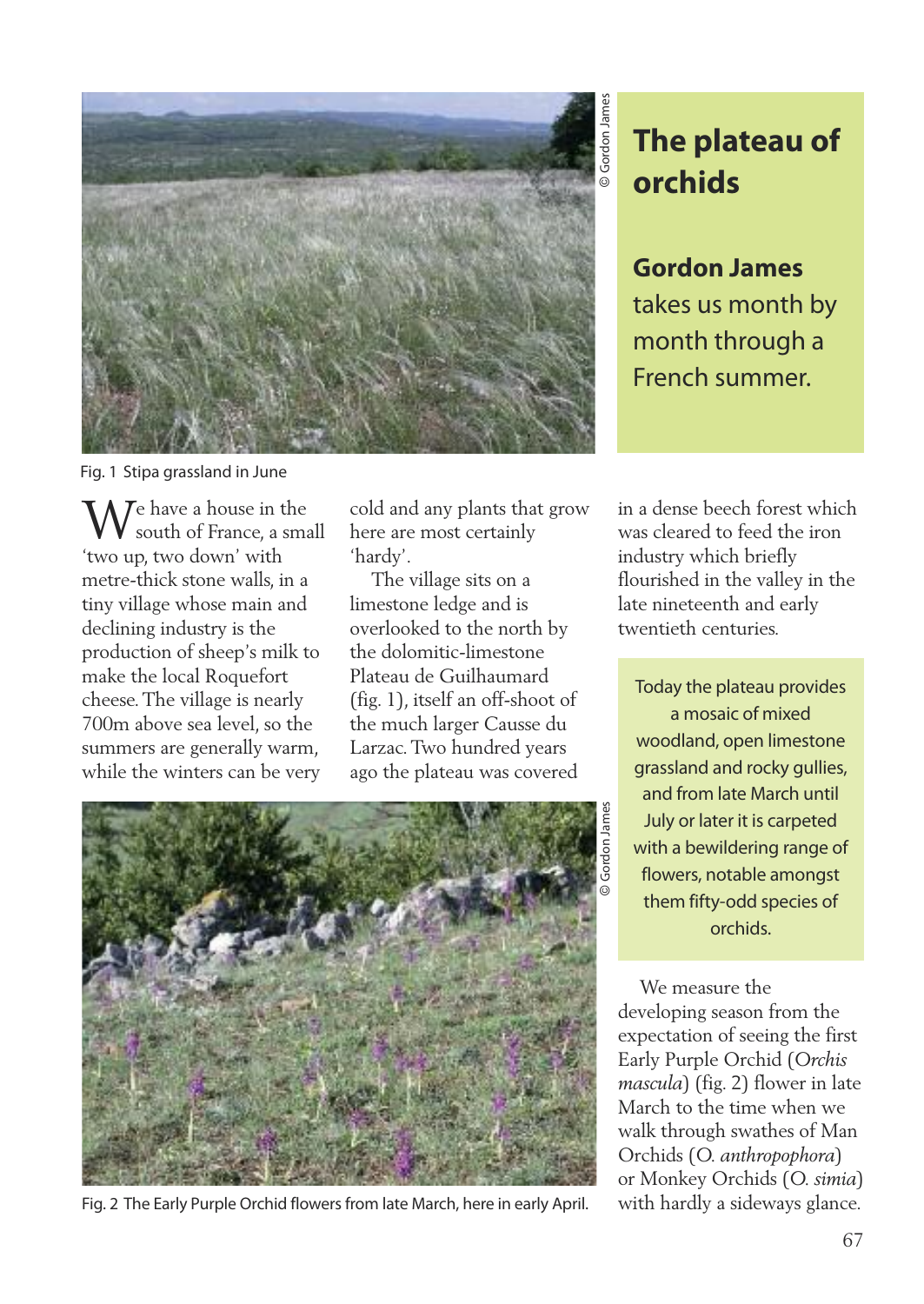# The plateau of orchids

**Gordon James** takes us month by month through a French summer.

Fig. 1 Stipa grassland in June

We have a house in the south of France, a small 'two up, two down' with metre-thick stone walls, in a tiny village whose main and declining industry is the production of sheep's milk to make the local Roquefort cheese. The village is nearly 700m above sea level, so the summers are generally warm, while the winters can be very cold and any plants that grow here are most certainly 'hardy'.

The village sits on a limestone ledge and is overlooked to the north by the dolomitic-limestone Plateau de Guilhaumard (fig. 1), itself an off-shoot of the much larger Causse du Larzac. Two hundred years ago the plateau was covered in a dense beech forest which was cleared to feed the iron industry which briefly flourished in the valley in the late nineteenth and early twentieth centuries.

> Today the plateau provides a mosaic of mixed woodland, open limestone grassland and rocky gullies, and from late March until July or later it is carpeted with a bewildering range of flowers, notable amongst them fifty-odd species of orchids.

We measure the developing season from the expectation of seeing the first Early Purple Orchid (*Orchis mascula*) (fig. 2) flower in late March to the time when we walk through swathes of Man Orchids (*O. anthropophora*) or Monkey Orchids (*O. simia*) with hardly a sideways glance.

Fig. 2 The Early Purple Orchid flowers from late March, here in early April.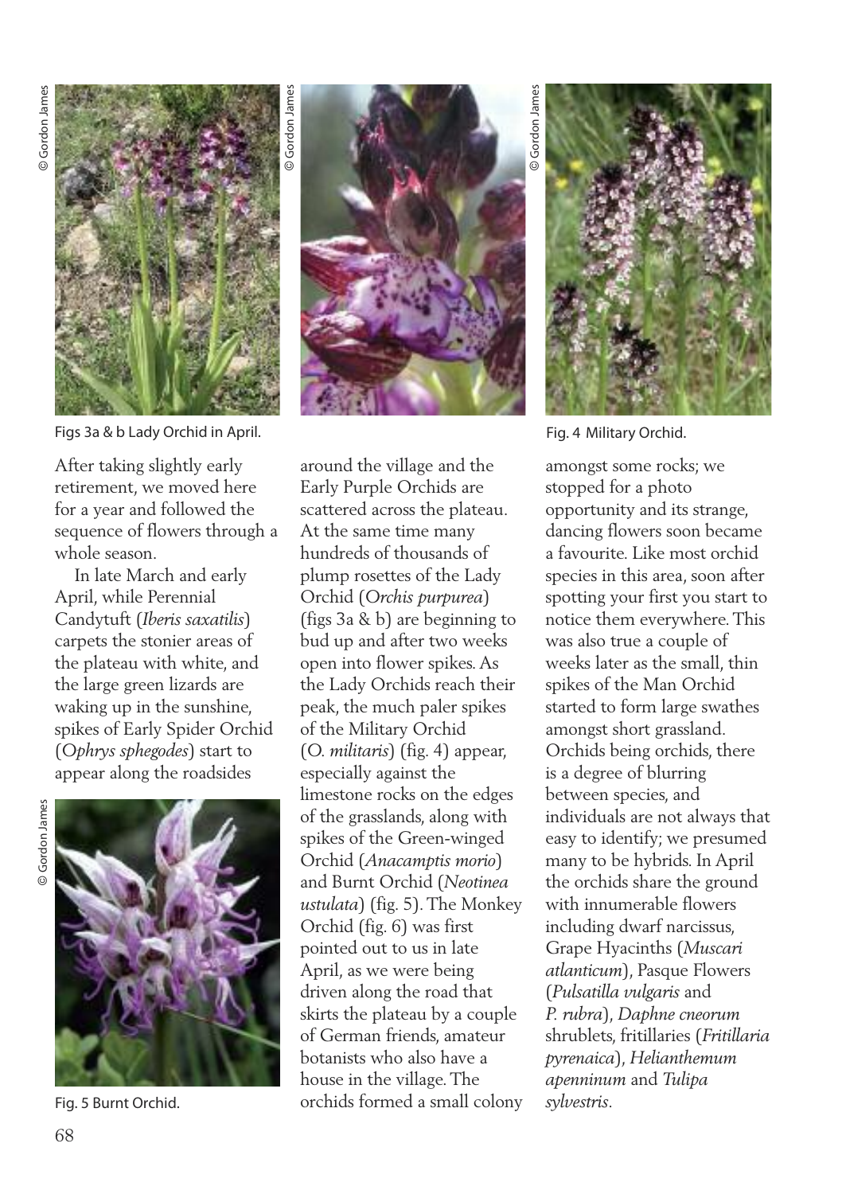Figs 3a & b Lady Orchid in April.

Fig. 4 Military Orchid.

After taking slightly early retirement, we moved here for a year and followed the sequence of flowers through a whole season.

In late March and early April, while Perennial Candytuft (*Iberis saxatilis*) carpets the stonier areas of the plateau with white, and the large green lizards are waking up in the sunshine, spikes of Early Spider Orchid (*Ophrys sphegodes*) start to appear along the roadsides around the village and the Early Purple Orchids are scattered across the plateau. At the same time many hundreds of thousands of plump rosettes of the Lady Orchid (*Orchis purpurea*) (figs 3a & b) are beginning to bud up and after two weeks open into flower spikes. As the Lady Orchids reach their peak, the much paler spikes of the Military Orchid (*O. militaris*) (fig. 4) appear, especially against the limestone rocks on the edges of the grasslands, along with spikes of the Green-winged Orchid (*Anacamptis morio*) and Burnt Orchid (*Neotinea ustulata*) (fig. 5). The Monkey Orchid (fig. 6) was first pointed out to us in late April, as we were being driven along the road that skirts the plateau by a couple of German friends, amateur botanists who also have a house in the village. The orchids formed a small colony amongst some rocks; we stopped for a photo opportunity and its strange, dancing flowers soon became a favourite. Like most orchid species in this area, soon after spotting your first you start to notice them everywhere. This was also true a couple of weeks later as the small, thin spikes of the Man Orchid started to form large swathes amongst short grassland. Orchids being orchids, there is a degree of blurring between species, and individuals are not always that easy to identify; we presumed many to be hybrids. In April the orchids share the ground with innumerable flowers including dwarf narcissus, Grape Hyacinths (*Muscari atlanticum*), Pasque Flowers (*Pulsatilla vulgaris* and *P. rubra*), *Daphne cneorum* shrublets, fritillaries (*Fritillaria pyrenaica*), *Helianthemum apenninum* and *Tulipa sylvestris*.

Fig. 5 Burnt Orchid.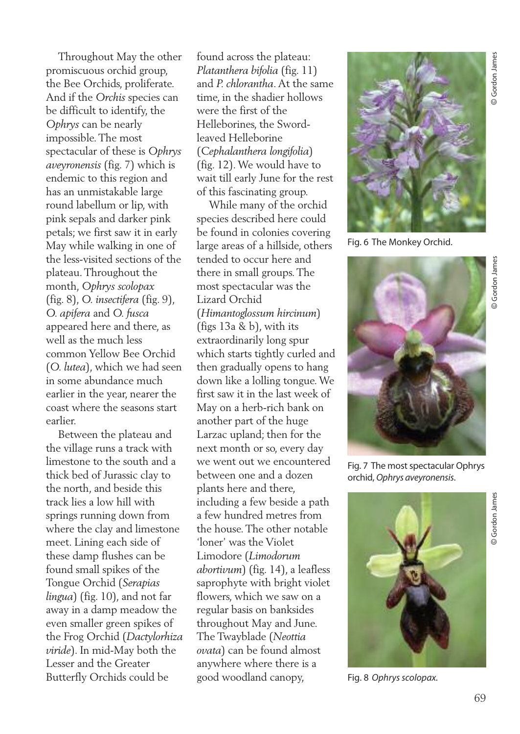Throughout May the other promiscuous orchid group, the Bee Orchids, proliferate. And if the *Orchis* species can be difficult to identify, the *Ophrys* can be nearly impossible. The most spectacular of these is *Ophrys aveyronensis* (fig. 7) which is endemic to this region and has an unmistakable large round labellum or lip, with pink sepals and darker pink petals; we first saw it in early May while walking in one of the less-visited sections of the plateau. Throughout the month, *Ophrys scolopax* (fig. 8), *O. insectifera* (fig. 9), *O. apifera* and *O. fusca* appeared here and there, as well as the much less common Yellow Bee Orchid (*O. lutea*), which we had seen in some abundance much earlier in the year, nearer the coast where the seasons start earlier.

Between the plateau and the village runs a track with limestone to the south and a thick bed of Jurassic clay to the north, and beside this track lies a low hill with springs running down from where the clay and limestone meet. Lining each side of these damp flushes can be found small spikes of the Tongue Orchid (*Serapias lingua*) (fig. 10), and not far away in a damp meadow the even smaller green spikes of the Frog Orchid (*Dactylorhiza viride*). In mid-May both the Lesser and the Greater Butterfly Orchids could be found across the plateau: *Platanthera bifolia* (fig. 11) and *P. chlorantha*. At the same time, in the shadier hollows were the first of the Helleborines, the Sword-leaved Helleborine (*Cephalanthera longifolia*) (fig. 12). We would have to wait till early June for the rest of this fascinating group.

While many of the orchid species described here could be found in colonies covering large areas of a hillside, others tended to occur here and there in small groups. The most spectacular was the Lizard Orchid (*Himantoglossum hircinum*) (figs 13a & b), with its extraordinarily long spur which starts tightly curled and then gradually opens to hang down like a lolling tongue. We first saw it in the last week of May on a herb-rich bank on another part of the huge Larzac upland; then for the next month or so, every day we went out we encountered between one and a dozen plants here and there, including a few beside a path a few hundred metres from the house. The other notable 'loner' was the Violet Limodore (*Limodorum abortivum*) (fig. 14), a leafless saprophyte with bright violet flowers, which we saw on a regular basis on banksides throughout May and June. The Twayblade (*Neottia ovata*) can be found almost anywhere where there is a good woodland canopy,

© Gordon James

Fig. 6 The Monkey Orchid.

© Gordon James

Fig. 7 The most spectacular Ophrys orchid, *Ophrys aveyronensis*.

© Gordon James

Fig. 8 *Ophrys scolopax*.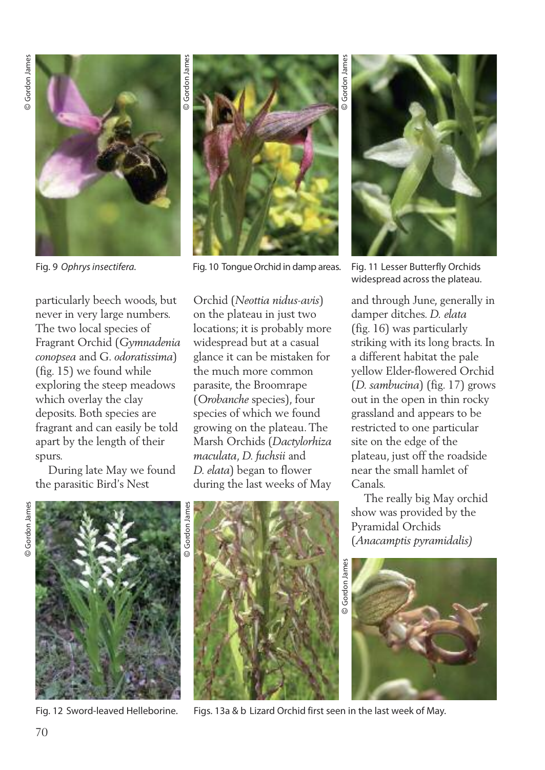Fig. 9 *Ophrys insectifera*.

Fig. 10 Tongue Orchid in damp areas.

Fig. 11 Lesser Butterfly Orchids widespread across the plateau.

particularly beech woods, but never in very large numbers. The two local species of Fragrant Orchid (*Gymnadenia conopsea* and *G. odoratissima*) (fig. 15) we found while exploring the steep meadows which overlay the clay deposits. Both species are fragrant and can easily be told apart by the length of their spurs.

During late May we found the parasitic Bird's Nest Orchid (*Neottia nidus-avis*) on the plateau in just two locations; it is probably more widespread but at a casual glance it can be mistaken for the much more common parasite, the Broomrape (*Orobanche* species), four species of which we found growing on the plateau. The Marsh Orchids (*Dactylorhiza maculata*, *D. fuchsii* and *D. elata*) began to flower during the last weeks of May and through June, generally in damper ditches. *D. elata* (fig. 16) was particularly striking with its long bracts. In a different habitat the pale yellow Elder-flowered Orchid (*D. sambucina*) (fig. 17) grows out in the open in thin rocky grassland and appears to be restricted to one particular site on the edge of the plateau, just off the roadside near the small hamlet of Canals.

The really big May orchid show was provided by the Pyramidal Orchids (*Anacamptis pyramidalis*)

Fig. 12 Sword-leaved Helleborine.

Figs. 13a & b Lizard Orchid first seen in the last week of May.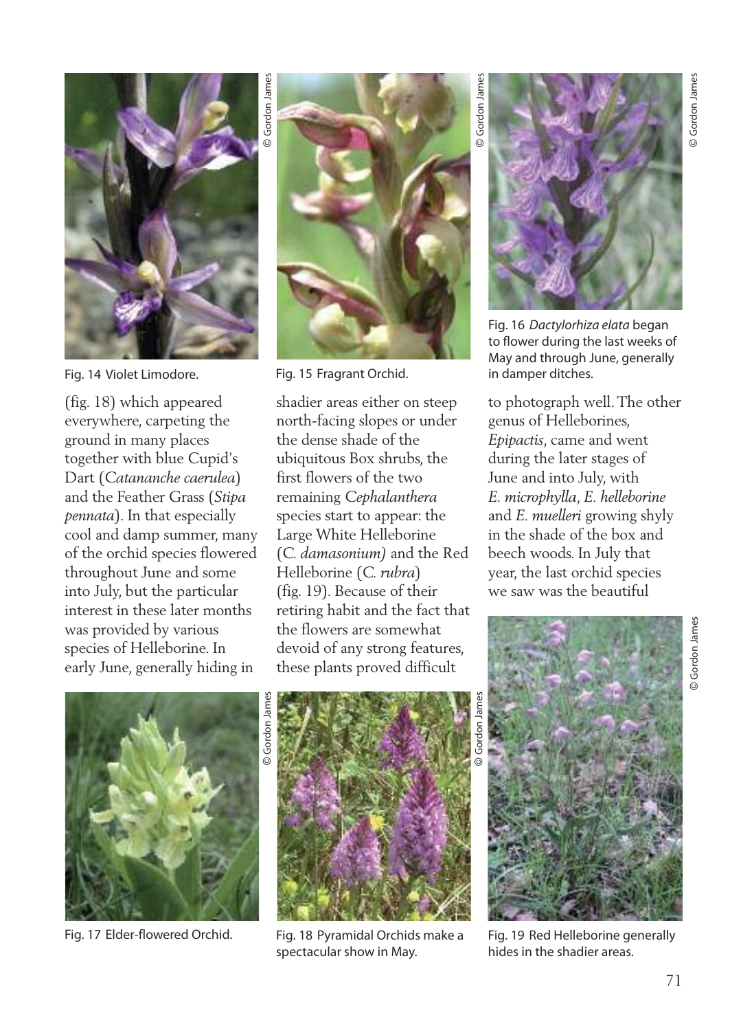Fig. 14 Violet Limodore.

Fig. 15 Fragrant Orchid.

Fig. 16 *Dactylorhiza elata* began to flower during the last weeks of May and through June, generally in damper ditches.

(fig. 18) which appeared everywhere, carpeting the ground in many places together with blue Cupid's Dart (*Catananche caerulea*) and the Feather Grass (*Stipa pennata*). In that especially cool and damp summer, many of the orchid species flowered throughout June and some into July, but the particular interest in these later months was provided by various species of Helleborine. In early June, generally hiding in shadier areas either on steep north-facing slopes or under the dense shade of the ubiquitous Box shrubs, the first flowers of the two remaining *Cephalanthera* species start to appear: the Large White Helleborine (*C. damasonium)* and the Red Helleborine (*C. rubra*) (fig. 19). Because of their retiring habit and the fact that the flowers are somewhat devoid of any strong features, these plants proved difficult to photograph well. The other genus of Helleborines, *Epipactis*, came and went during the later stages of June and into July, with *E. microphylla*, *E. helleborine* and *E. muelleri* growing shyly in the shade of the box and beech woods. In July that year, the last orchid species we saw was the beautiful

Fig. 17 Elder-flowered Orchid.

Fig. 18 Pyramidal Orchids make a spectacular show in May.

Fig. 19 Red Helleborine generally hides in the shadier areas.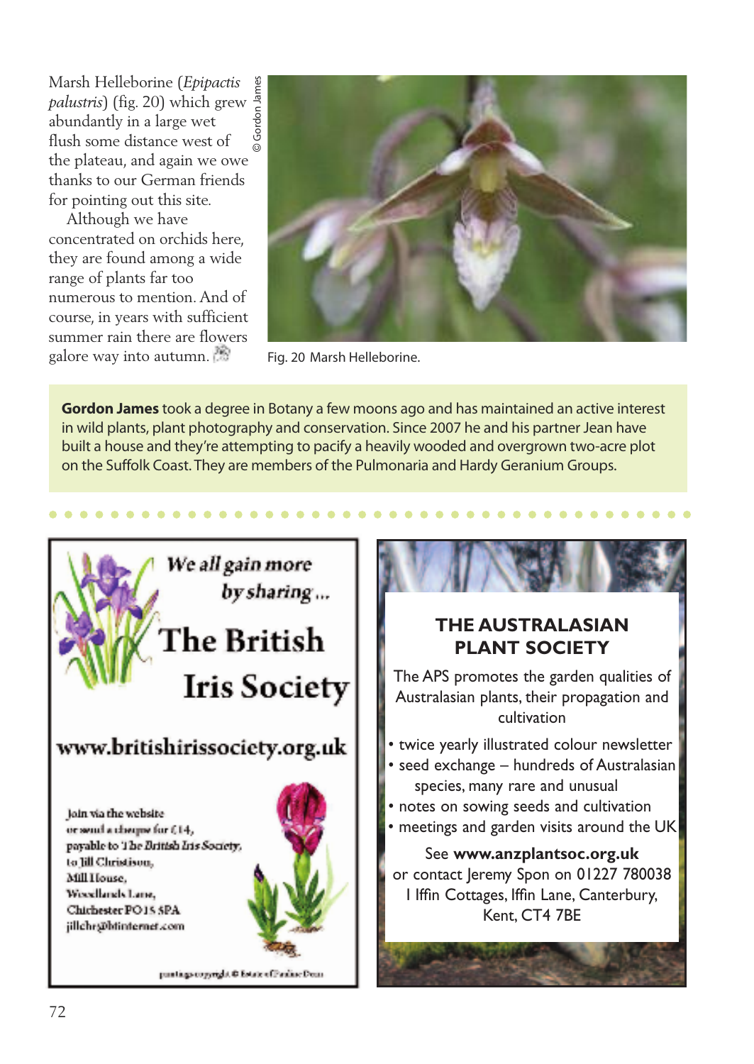Marsh Helleborine (*Epipactis palustris*) (fig. 20) which grew abundantly in a large wet flush some distance west of the plateau, and again we owe thanks to our German friends for pointing out this site.

Although we have concentrated on orchids here, they are found among a wide range of plants far too numerous to mention. And of course, in years with sufficient summer rain there are flowers galore way into autumn.

© Gordon James

Fig. 20 Marsh Helleborine.

**Gordon James** took a degree in Botany a few moons ago and has maintained an active interest in wild plants, plant photography and conservation. Since 2007 he and his partner Jean have built a house and they're attempting to pacify a heavily wooded and overgrown two-acre plot on the Suffolk Coast. They are members of the Pulmonaria and Hardy Geranium Groups.

*We all gain more by sharing ...*

## The British Iris Society

www.britishirissociety.org.uk

Join via the website
or send a cheque for £14,
payable to The British Iris Society,
to Jill Christison,
Mill House,
Woodlands Lane,
Chichester PO15 5PA
jillchr@btinternet.com

paintings copyright © Estate of Pauline Dean

## THE AUSTRALASIAN PLANT SOCIETY

The APS promotes the garden qualities of Australasian plants, their propagation and cultivation

- twice yearly illustrated colour newsletter
- seed exchange – hundreds of Australasian species, many rare and unusual
- notes on sowing seeds and cultivation
- meetings and garden visits around the UK

See **www.anzplantsoc.org.uk**
or contact Jeremy Spon on 01227 780038
1 Iffin Cottages, Iffin Lane, Canterbury, Kent, CT4 7BE